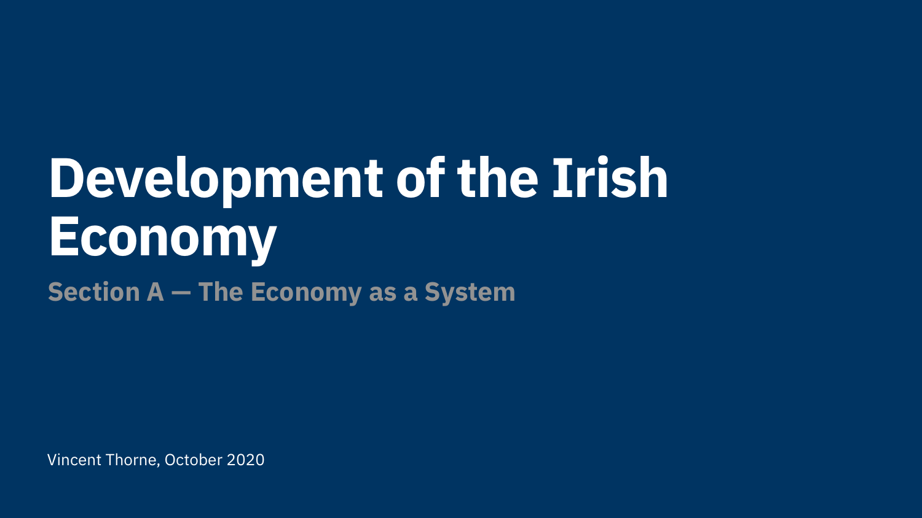# Development of the Irish Economy

## Section A — The Economy as a System

Vincent Thorne, October 2020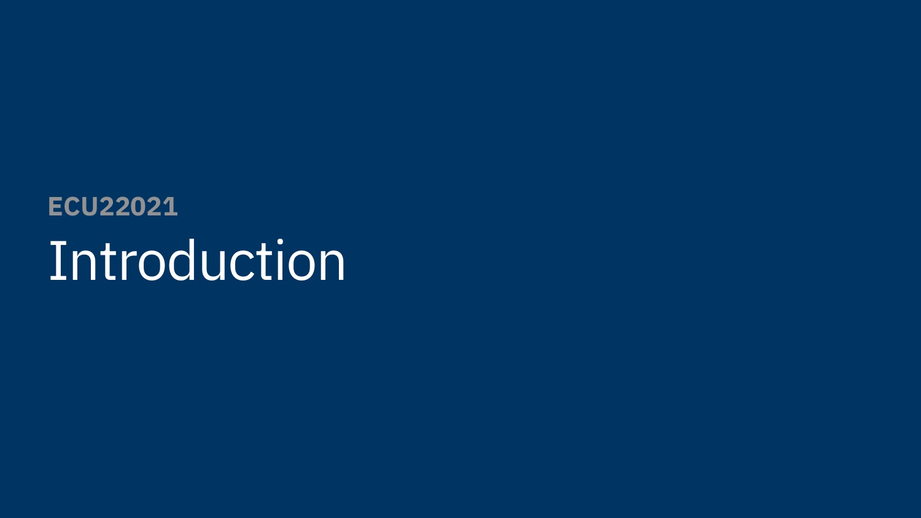**ECU22021**

# Introduction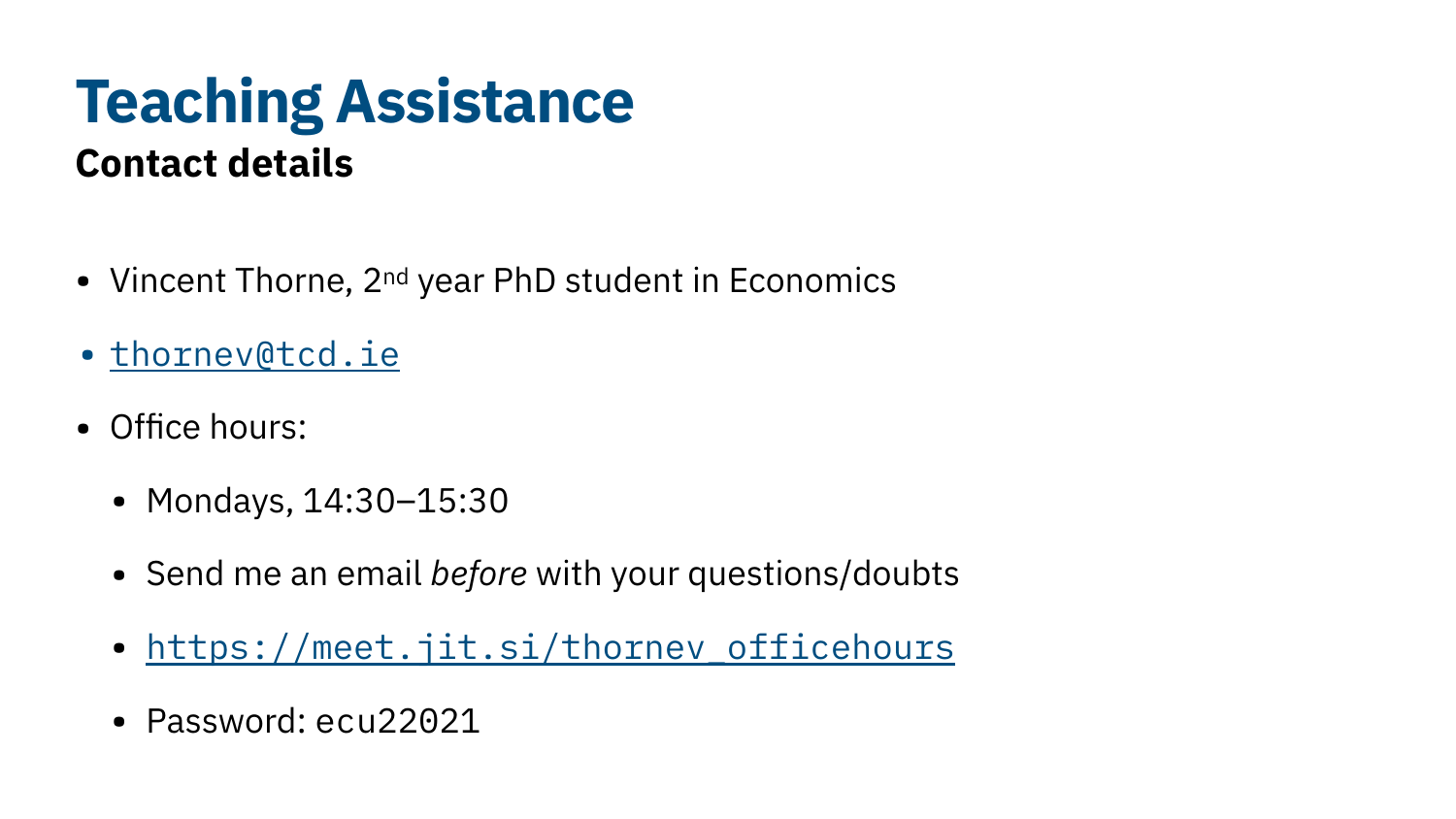# Teaching Assistance

## Contact details

- Vincent Thorne, 2nd year PhD student in Economics
- [thornev@tcd.ie](mailto:thornev@tcd.ie)
- Office hours:
  - Mondays, 14:30–15:30
  - Send me an email *before* with your questions/doubts
  - [https://meet.jit.si/thornev_officehours](https://meet.jit.si/thornev_officehours)
  - Password: `ecu22021`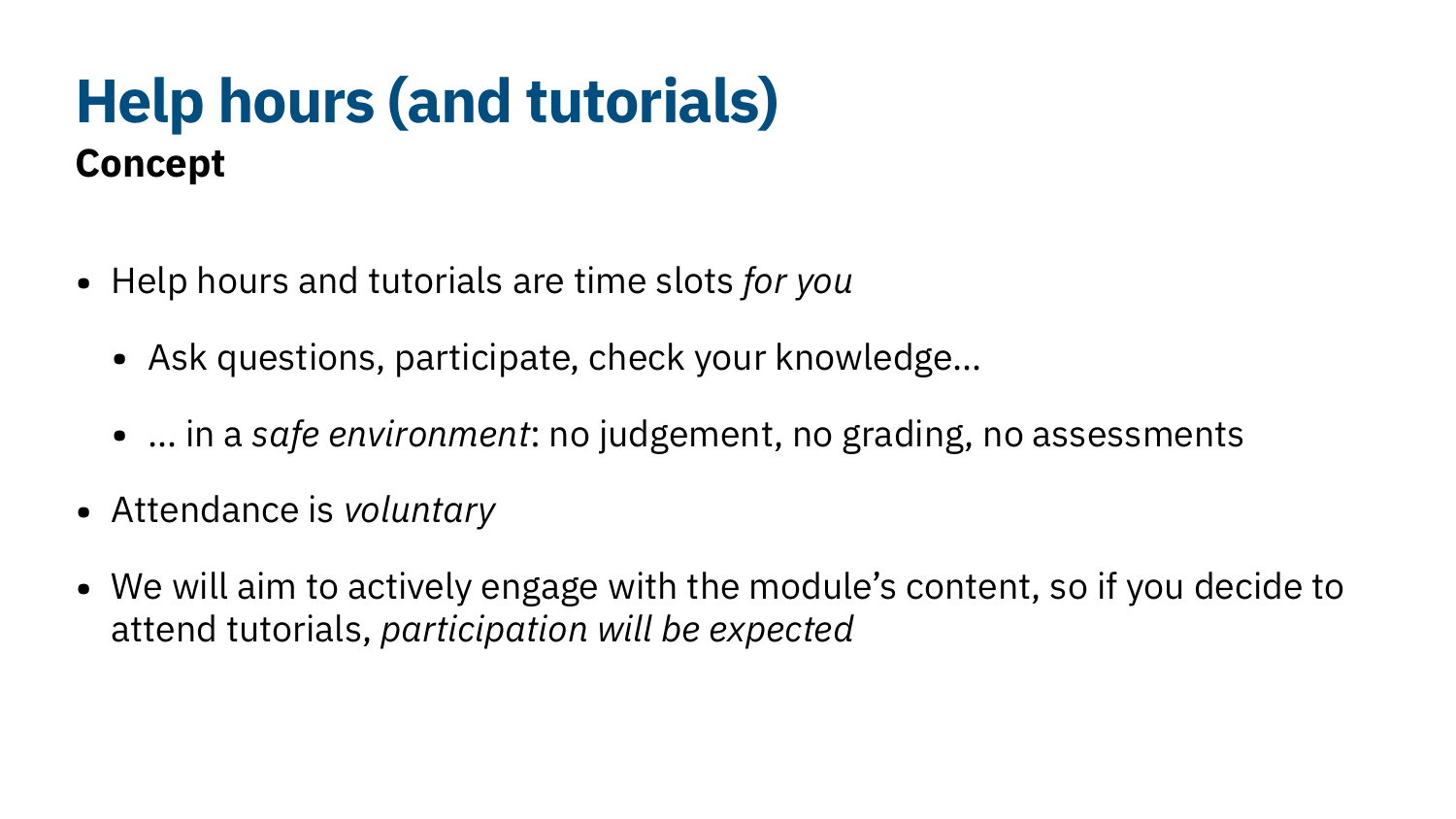# Help hours (and tutorials)

**Concept**

- Help hours and tutorials are time slots *for you*
  - Ask questions, participate, check your knowledge…
  - … in a *safe environment*: no judgement, no grading, no assessments
- Attendance is *voluntary*
- We will aim to actively engage with the module's content, so if you decide to attend tutorials, *participation will be expected*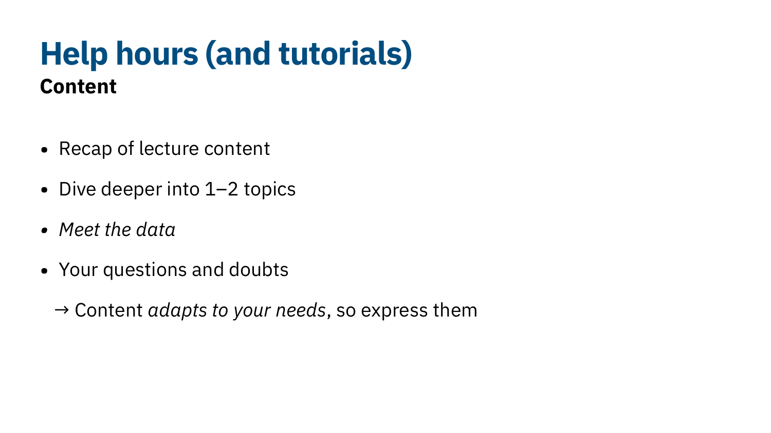# Help hours (and tutorials)

**Content**

- Recap of lecture content
- Dive deeper into 1–2 topics
- *Meet the data*
- Your questions and doubts

→ Content *adapts to your needs*, so express them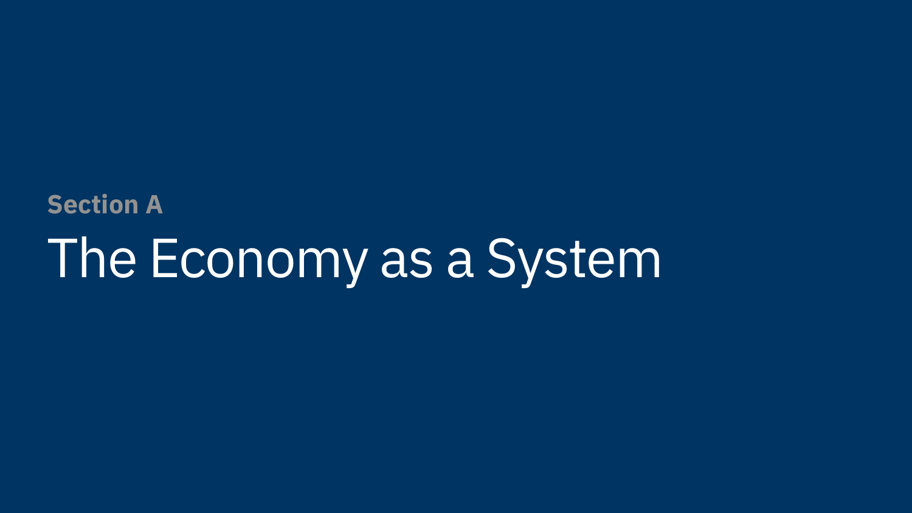**Section A**

# The Economy as a System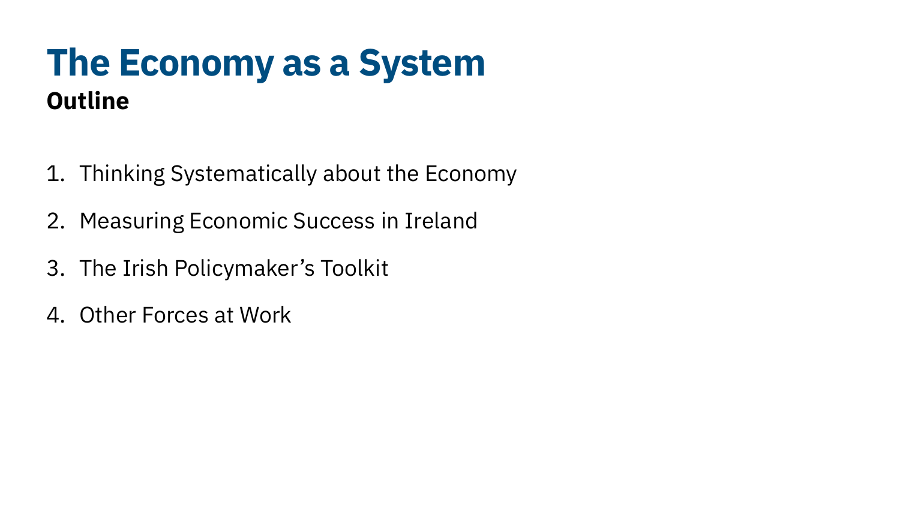# The Economy as a System

## Outline

1. Thinking Systematically about the Economy
2. Measuring Economic Success in Ireland
3. The Irish Policymaker’s Toolkit
4. Other Forces at Work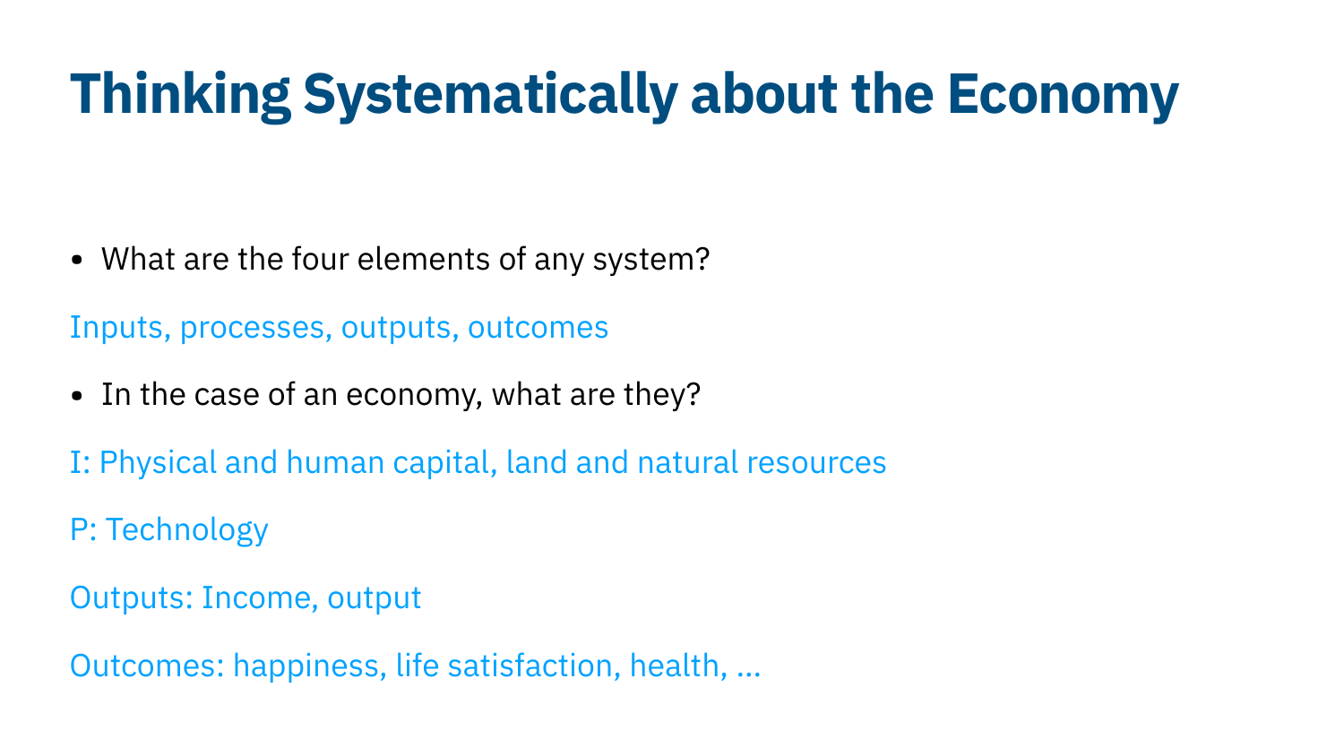# Thinking Systematically about the Economy

- What are the four elements of any system?

Inputs, processes, outputs, outcomes

- In the case of an economy, what are they?

I: Physical and human capital, land and natural resources

P: Technology

Outputs: Income, output

Outcomes: happiness, life satisfaction, health, ...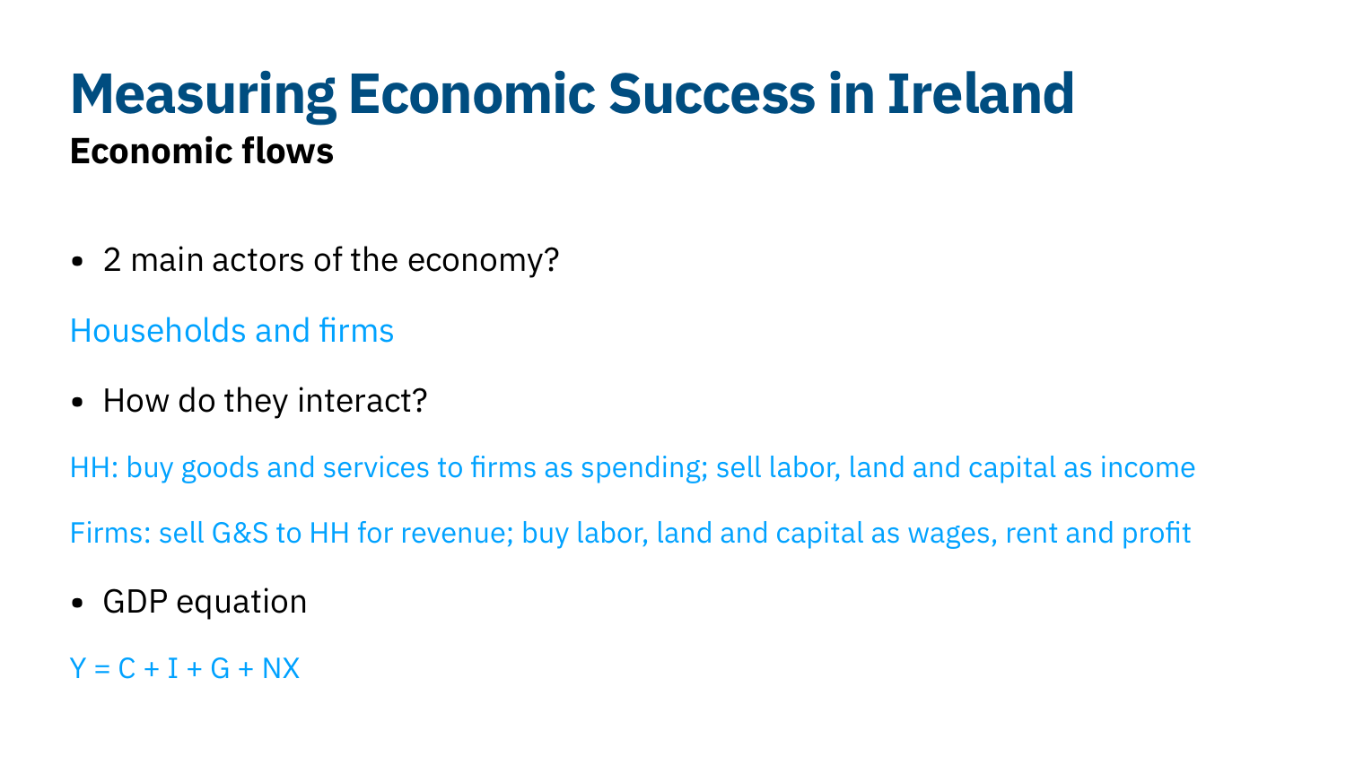# Measuring Economic Success in Ireland

## Economic flows

- 2 main actors of the economy?

Households and firms

- How do they interact?

HH: buy goods and services to firms as spending; sell labor, land and capital as income

Firms: sell G&S to HH for revenue; buy labor, land and capital as wages, rent and profit

- GDP equation

$Y = C + I + G + NX$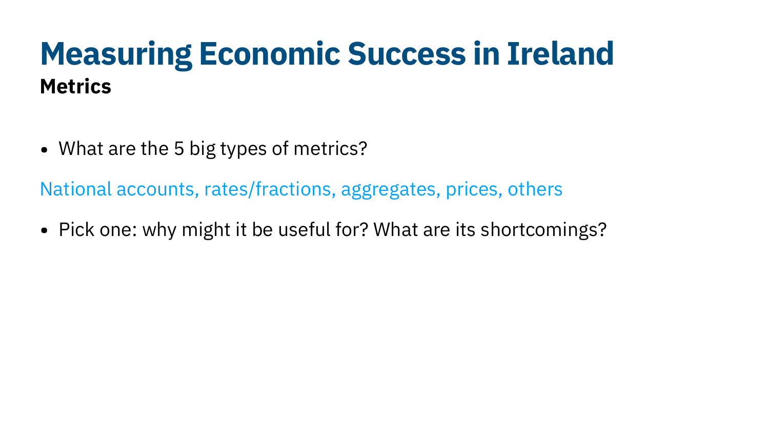# Measuring Economic Success in Ireland

**Metrics**

- What are the 5 big types of metrics?

National accounts, rates/fractions, aggregates, prices, others

- Pick one: why might it be useful for? What are its shortcomings?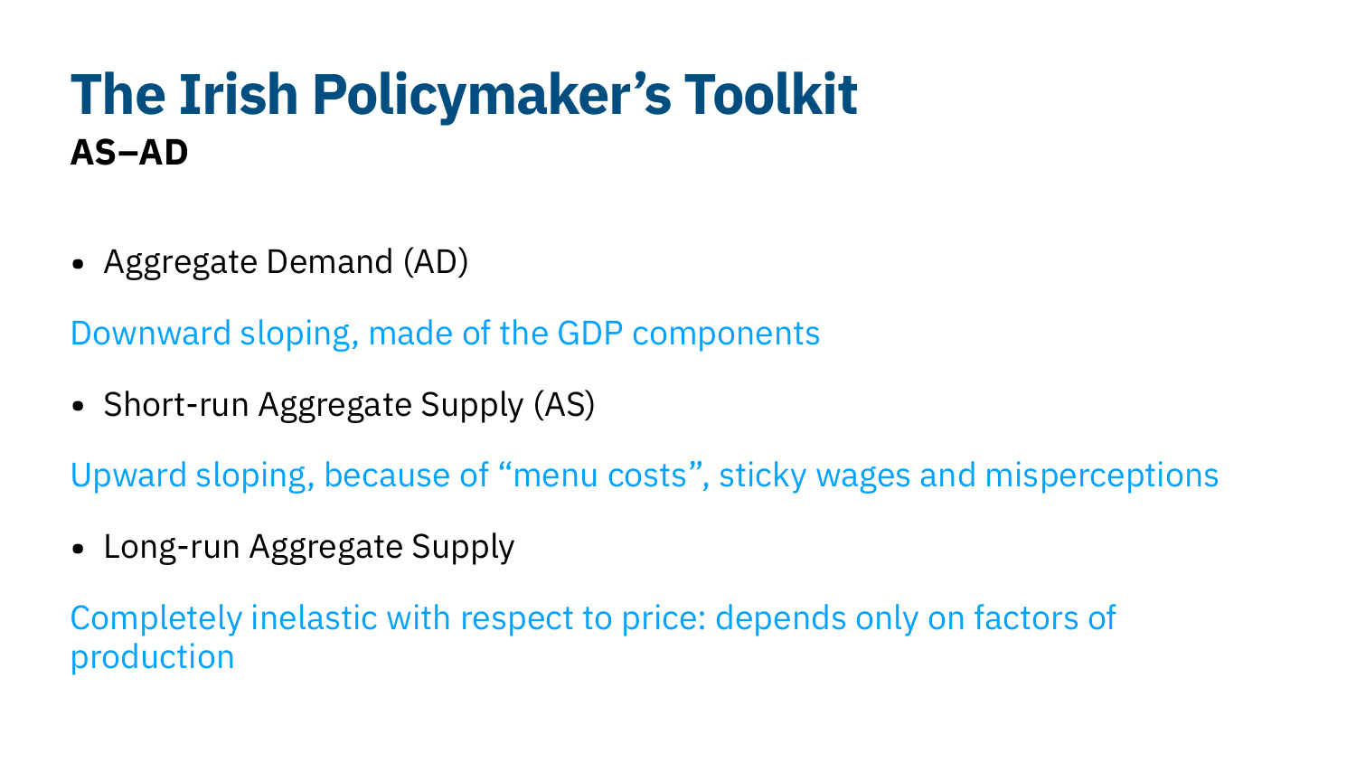# The Irish Policymaker's Toolkit

**AS–AD**

- Aggregate Demand (AD)

Downward sloping, made of the GDP components

- Short-run Aggregate Supply (AS)

Upward sloping, because of "menu costs", sticky wages and misperceptions

- Long-run Aggregate Supply

Completely inelastic with respect to price: depends only on factors of production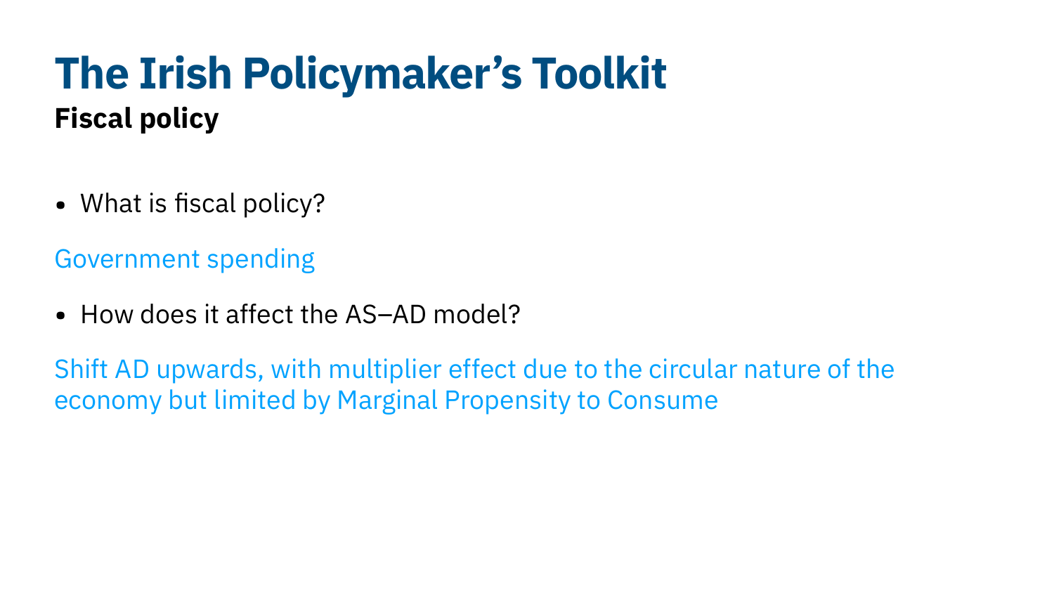# The Irish Policymaker's Toolkit

## Fiscal policy

- What is fiscal policy?

Government spending

- How does it affect the AS–AD model?

Shift AD upwards, with multiplier effect due to the circular nature of the economy but limited by Marginal Propensity to Consume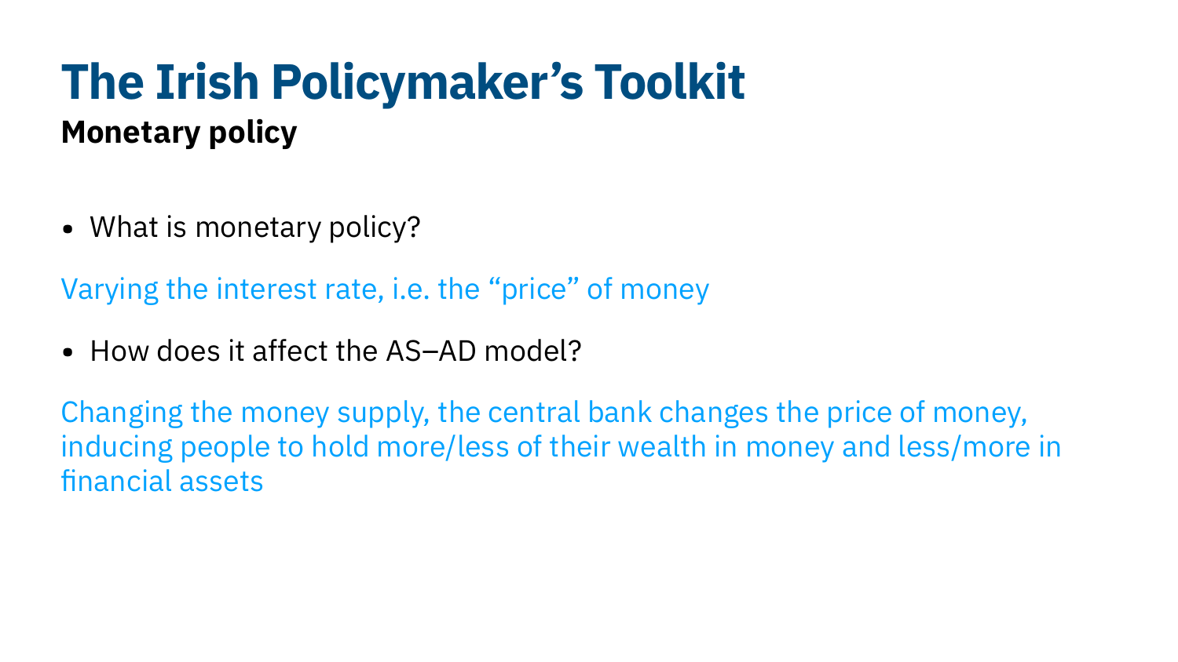# The Irish Policymaker's Toolkit

## Monetary policy

- What is monetary policy?

Varying the interest rate, i.e. the "price" of money

- How does it affect the AS–AD model?

Changing the money supply, the central bank changes the price of money, inducing people to hold more/less of their wealth in money and less/more in financial assets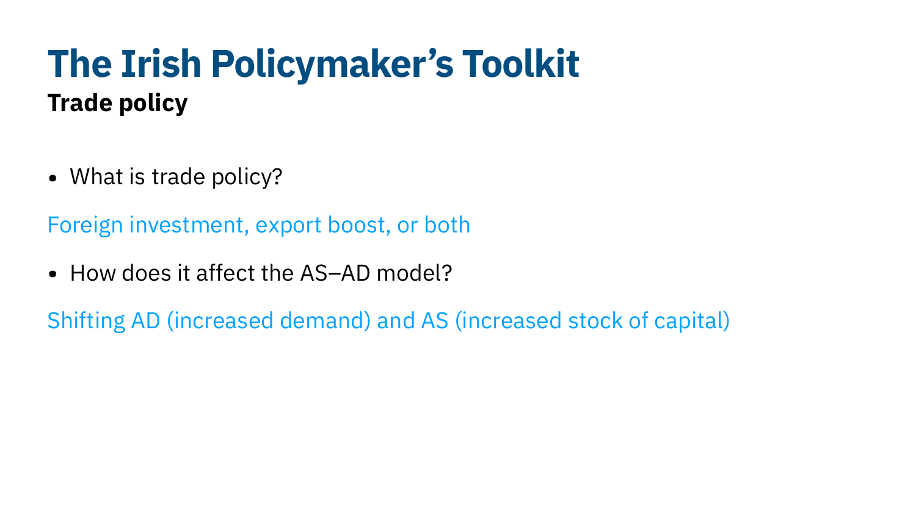# The Irish Policymaker's Toolkit

## Trade policy

- What is trade policy?

Foreign investment, export boost, or both

- How does it affect the AS–AD model?

Shifting AD (increased demand) and AS (increased stock of capital)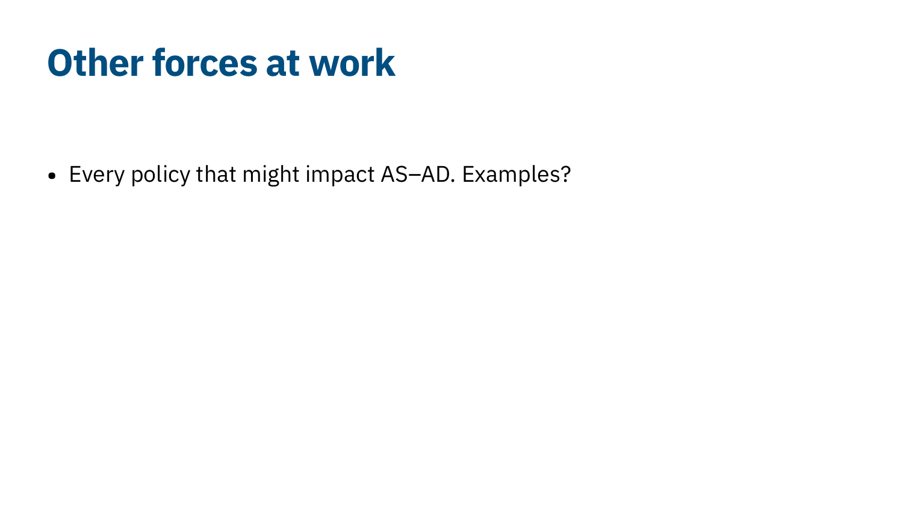# Other forces at work

- Every policy that might impact AS–AD. Examples?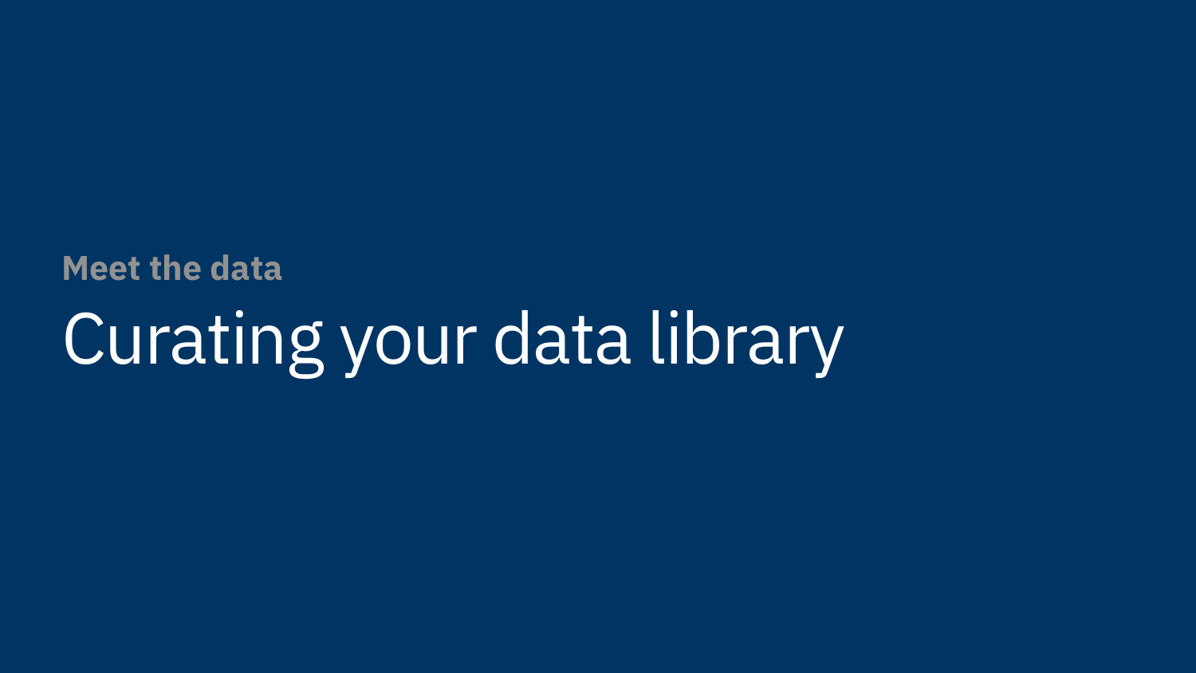**Meet the data**

# Curating your data library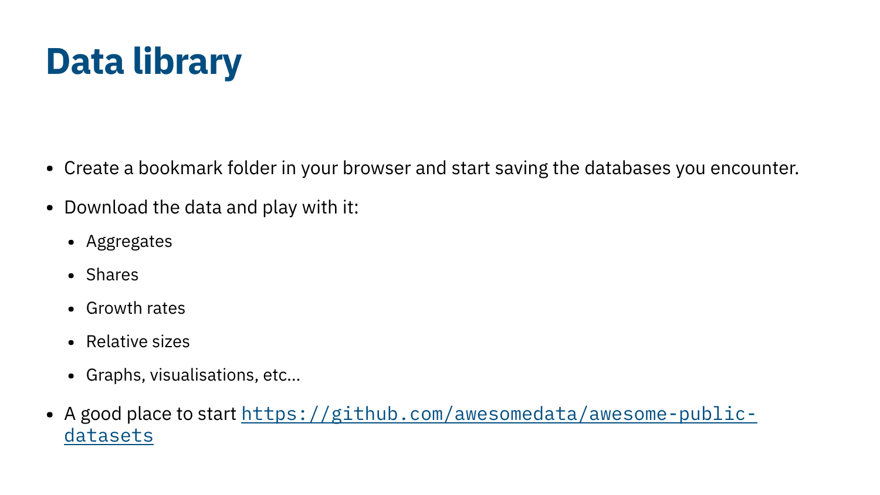# Data library

- Create a bookmark folder in your browser and start saving the databases you encounter.
- Download the data and play with it:
  - Aggregates
  - Shares
  - Growth rates
  - Relative sizes
  - Graphs, visualisations, etc…
- A good place to start `https://github.com/awesomedata/awesome-public-datasets`